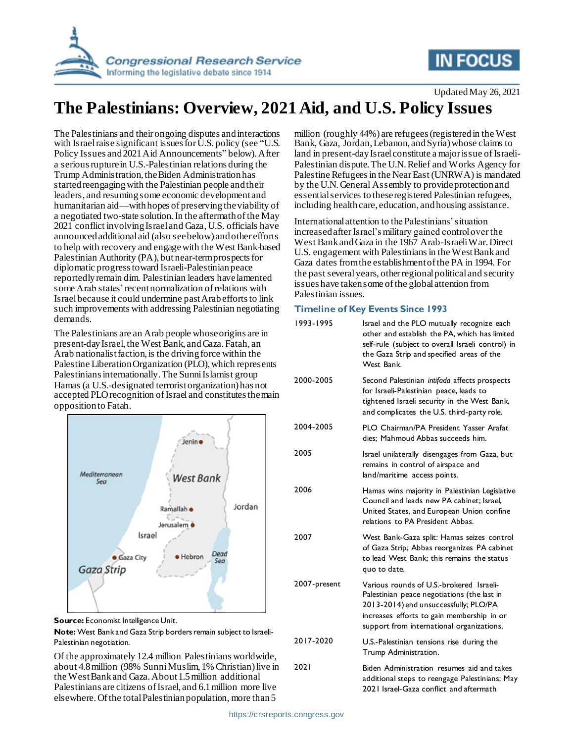Updated May 26, 2021

# The Palestinians: Overview, 2021 Aid, and U.S. Policy Issues

The Palestinians and their ongoing disputes and interactions with Israel raise significant issues for U.S. policy (see "U.S. Policy Issues and 2021 Aid Announcements" below). After a serious rupture in U.S.-Palestinian relations during the Trump Administration, the Biden Administration has started reengaging with the Palestinian people and their leaders, and resuming some economic development and humanitarian aid—with hopes of preserving the viability of a negotiated two-state solution. In the aftermath of the May 2021 conflict involving Israel and Gaza, U.S. officials have announced additional aid (also see below) and other efforts to help with recovery and engage with the West Bank-based Palestinian Authority (PA), but near-term prospects for diplomatic progress toward Israeli-Palestinian peace reportedly remain dim. Palestinian leaders have lamented some Arab states' recent normalization of relations with Israel because it could undermine past Arab efforts to link such improvements with addressing Palestinian negotiating demands.

The Palestinians are an Arab people whose origins are in present-day Israel, the West Bank, and Gaza. Fatah, an Arab nationalist faction, is the driving force within the Palestine Liberation Organization (PLO), which represents Palestinians internationally. The Sunni Islamist group Hamas (a U.S.-designated terrorist organization) has not accepted PLO recognition of Israel and constitutes the main opposition to Fatah.

**Source:** Economist Intelligence Unit.

**Note:** West Bank and Gaza Strip borders remain subject to Israeli-Palestinian negotiation.

Of the approximately 12.4 million Palestinians worldwide, about 4.8 million (98% Sunni Muslim, 1% Christian) live in the West Bank and Gaza. About 1.5 million additional Palestinians are citizens of Israel, and 6.1 million more live elsewhere. Of the total Palestinian population, more than 5 million (roughly 44%) are refugees (registered in the West Bank, Gaza, Jordan, Lebanon, and Syria) whose claims to land in present-day Israel constitute a major issue of Israeli-Palestinian dispute. The U.N. Relief and Works Agency for Palestine Refugees in the Near East (UNRWA) is mandated by the U.N. General Assembly to provide protection and essential services to these registered Palestinian refugees, including health care, education, and housing assistance.

International attention to the Palestinians' situation increased after Israel's military gained control over the West Bank and Gaza in the 1967 Arab-Israeli War. Direct U.S. engagement with Palestinians in the West Bank and Gaza dates from the establishment of the PA in 1994. For the past several years, other regional political and security issues have taken some of the global attention from Palestinian issues.

## Timeline of Key Events Since 1993

| | |
|---|---|
| 1993-1995 | Israel and the PLO mutually recognize each other and establish the PA, which has limited self-rule (subject to overall Israeli control) in the Gaza Strip and specified areas of the West Bank. |
| 2000-2005 | Second Palestinian *intifada* affects prospects for Israeli-Palestinian peace, leads to tightened Israeli security in the West Bank, and complicates the U.S. third-party role. |
| 2004-2005 | PLO Chairman/PA President Yasser Arafat dies; Mahmoud Abbas succeeds him. |
| 2005 | Israel unilaterally disengages from Gaza, but remains in control of airspace and land/maritime access points. |
| 2006 | Hamas wins majority in Palestinian Legislative Council and leads new PA cabinet; Israel, United States, and European Union confine relations to PA President Abbas. |
| 2007 | West Bank-Gaza split: Hamas seizes control of Gaza Strip; Abbas reorganizes PA cabinet to lead West Bank; this remains the status quo to date. |
| 2007-present | Various rounds of U.S.-brokered Israeli-Palestinian peace negotiations (the last in 2013-2014) end unsuccessfully; PLO/PA increases efforts to gain membership in or support from international organizations. |
| 2017-2020 | U.S.-Palestinian tensions rise during the Trump Administration. |
| 2021 | Biden Administration resumes aid and takes additional steps to reengage Palestinians; May 2021 Israel-Gaza conflict and aftermath |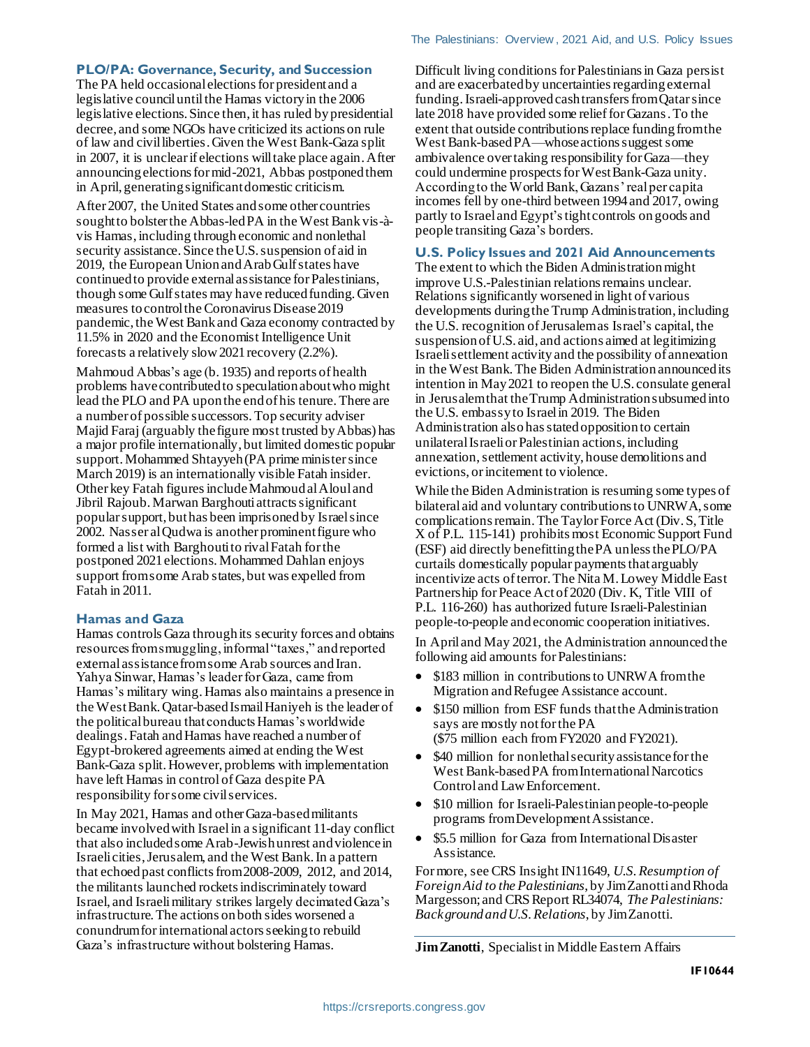## PLO/PA: Governance, Security, and Succession

The PA held occasional elections for president and a legislative council until the Hamas victory in the 2006 legislative elections. Since then, it has ruled by presidential decree, and some NGOs have criticized its actions on rule of law and civil liberties. Given the West Bank-Gaza split in 2007, it is unclear if elections will take place again. After announcing elections for mid-2021, Abbas postponed them in April, generating significant domestic criticism.

After 2007, the United States and some other countries sought to bolster the Abbas-led PA in the West Bank vis-à-vis Hamas, including through economic and nonlethal security assistance. Since the U.S. suspension of aid in 2019, the European Union and Arab Gulf states have continued to provide external assistance for Palestinians, though some Gulf states may have reduced funding. Given measures to control the Coronavirus Disease 2019 pandemic, the West Bank and Gaza economy contracted by 11.5% in 2020 and the Economist Intelligence Unit forecasts a relatively slow 2021 recovery (2.2%).

Mahmoud Abbas's age (b. 1935) and reports of health problems have contributed to speculation about who might lead the PLO and PA upon the end of his tenure. There are a number of possible successors. Top security adviser Majid Faraj (arguably the figure most trusted by Abbas) has a major profile internationally, but limited domestic popular support. Mohammed Shtayyeh (PA prime minister since March 2019) is an internationally visible Fatah insider. Other key Fatah figures include Mahmoud al Aloul and Jibril Rajoub. Marwan Barghouti attracts significant popular support, but has been imprisoned by Israel since 2002. Nasser al Qudwa is another prominent figure who formed a list with Barghouti to rival Fatah for the postponed 2021 elections. Mohammed Dahlan enjoys support from some Arab states, but was expelled from Fatah in 2011.

## Hamas and Gaza

Hamas controls Gaza through its security forces and obtains resources from smuggling, informal "taxes," and reported external assistance from some Arab sources and Iran. Yahya Sinwar, Hamas's leader for Gaza, came from Hamas's military wing. Hamas also maintains a presence in the West Bank. Qatar-based Ismail Haniyeh is the leader of the political bureau that conducts Hamas's worldwide dealings. Fatah and Hamas have reached a number of Egypt-brokered agreements aimed at ending the West Bank-Gaza split. However, problems with implementation have left Hamas in control of Gaza despite PA responsibility for some civil services.

In May 2021, Hamas and other Gaza-based militants became involved with Israel in a significant 11-day conflict that also included some Arab-Jewish unrest and violence in Israeli cities, Jerusalem, and the West Bank. In a pattern that echoed past conflicts from 2008-2009, 2012, and 2014, the militants launched rockets indiscriminately toward Israel, and Israeli military strikes largely decimated Gaza's infrastructure. The actions on both sides worsened a conundrum for international actors seeking to rebuild Gaza's infrastructure without bolstering Hamas.

Difficult living conditions for Palestinians in Gaza persist and are exacerbated by uncertainties regarding external funding. Israeli-approved cash transfers from Qatar since late 2018 have provided some relief for Gazans. To the extent that outside contributions replace funding from the West Bank-based PA—whose actions suggest some ambivalence over taking responsibility for Gaza—they could undermine prospects for West Bank-Gaza unity. According to the World Bank, Gazans' real per capita incomes fell by one-third between 1994 and 2017, owing partly to Israel and Egypt's tight controls on goods and people transiting Gaza's borders.

## U.S. Policy Issues and 2021 Aid Announcements

The extent to which the Biden Administration might improve U.S.-Palestinian relations remains unclear. Relations significantly worsened in light of various developments during the Trump Administration, including the U.S. recognition of Jerusalem as Israel's capital, the suspension of U.S. aid, and actions aimed at legitimizing Israeli settlement activity and the possibility of annexation in the West Bank. The Biden Administration announced its intention in May 2021 to reopen the U.S. consulate general in Jerusalem that the Trump Administration subsumed into the U.S. embassy to Israel in 2019. The Biden Administration also has stated opposition to certain unilateral Israeli or Palestinian actions, including annexation, settlement activity, house demolitions and evictions, or incitement to violence.

While the Biden Administration is resuming some types of bilateral aid and voluntary contributions to UNRWA, some complications remain. The Taylor Force Act (Div. S, Title X of P.L. 115-141) prohibits most Economic Support Fund (ESF) aid directly benefitting the PA unless the PLO/PA curtails domestically popular payments that arguably incentivize acts of terror. The Nita M. Lowey Middle East Partnership for Peace Act of 2020 (Div. K, Title VIII of P.L. 116-260) has authorized future Israeli-Palestinian people-to-people and economic cooperation initiatives.

In April and May 2021, the Administration announced the following aid amounts for Palestinians:

- $183 million in contributions to UNRWA from the Migration and Refugee Assistance account.
- $150 million from ESF funds that the Administration says are mostly not for the PA ($75 million each from FY2020 and FY2021).
- $40 million for nonlethal security assistance for the West Bank-based PA from International Narcotics Control and Law Enforcement.
- $10 million for Israeli-Palestinian people-to-people programs from Development Assistance.
- $5.5 million for Gaza from International Disaster Assistance.

For more, see CRS Insight IN11649, *U.S. Resumption of Foreign Aid to the Palestinians*, by Jim Zanotti and Rhoda Margesson; and CRS Report RL34074, *The Palestinians: Background and U.S. Relations*, by Jim Zanotti.

---

**Jim Zanotti**, Specialist in Middle Eastern Affairs

**IF10644**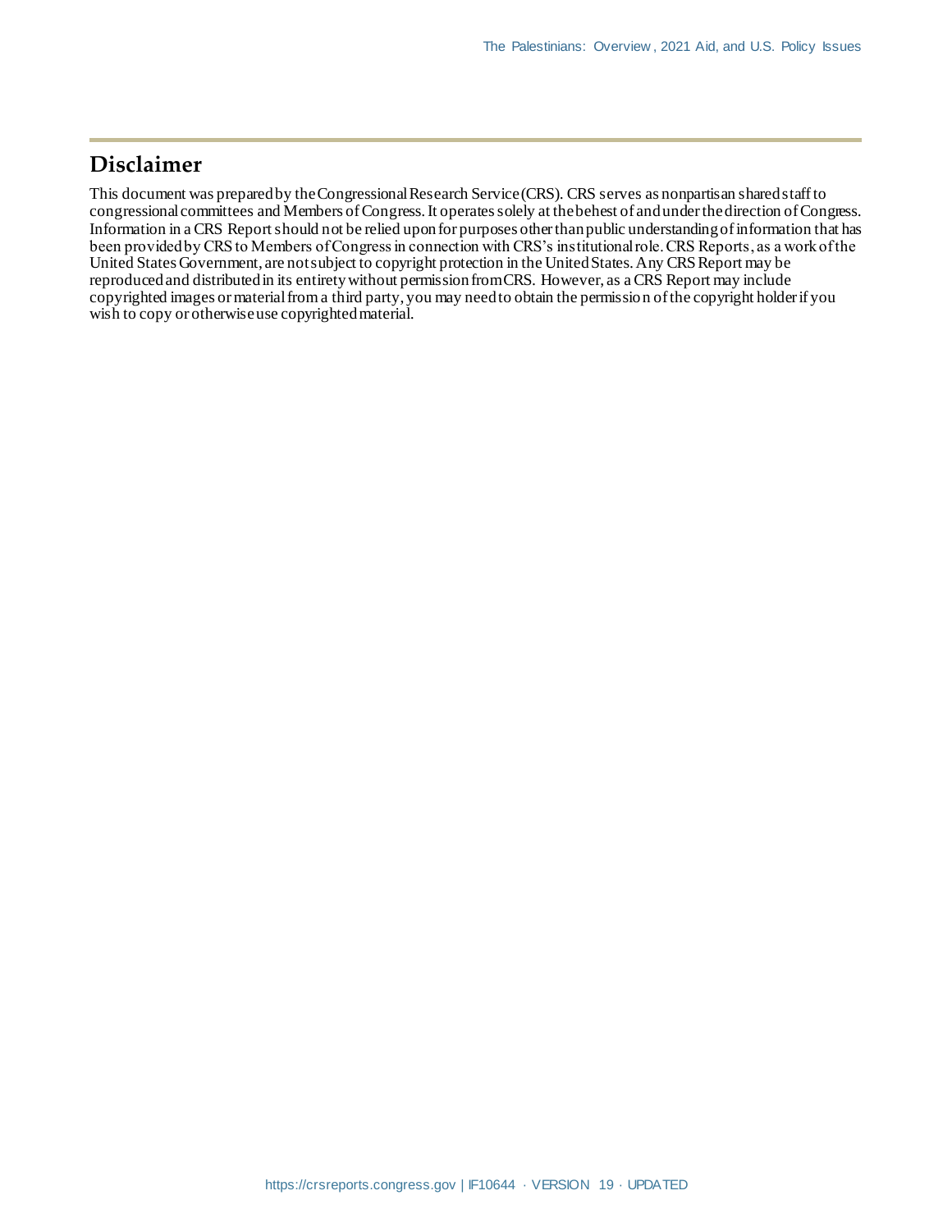## Disclaimer

This document was prepared by the Congressional Research Service (CRS). CRS serves as nonpartisan shared staff to congressional committees and Members of Congress. It operates solely at the behest of and under the direction of Congress. Information in a CRS Report should not be relied upon for purposes other than public understanding of information that has been provided by CRS to Members of Congress in connection with CRS's institutional role. CRS Reports, as a work of the United States Government, are not subject to copyright protection in the United States. Any CRS Report may be reproduced and distributed in its entirety without permission from CRS. However, as a CRS Report may include copyrighted images or material from a third party, you may need to obtain the permission of the copyright holder if you wish to copy or otherwise use copyrighted material.